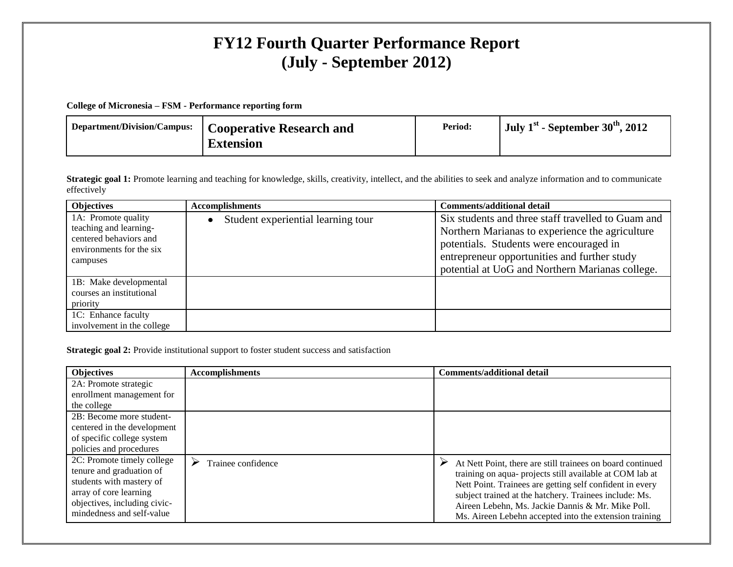# FY12 Fourth Quarter Performance Report
# (July - September 2012)

**College of Micronesia – FSM - Performance reporting form**

| **Department/Division/Campus:** | **Cooperative Research and Extension** | **Period:** | **July 1st - September 30th, 2012** |
|---|---|---|---|

**Strategic goal 1:** Promote learning and teaching for knowledge, skills, creativity, intellect, and the abilities to seek and analyze information and to communicate effectively

| Objectives | Accomplishments | Comments/additional detail |
|---|---|---|
| 1A: Promote quality teaching and learning-centered behaviors and environments for the six campuses | • Student experiential learning tour | Six students and three staff travelled to Guam and Northern Marianas to experience the agriculture potentials. Students were encouraged in entrepreneur opportunities and further study potential at UoG and Northern Marianas college. |
| 1B: Make developmental courses an institutional priority | | |
| 1C: Enhance faculty involvement in the college | | |

**Strategic goal 2:** Provide institutional support to foster student success and satisfaction

| Objectives | Accomplishments | Comments/additional detail |
|---|---|---|
| 2A: Promote strategic enrollment management for the college | | |
| 2B: Become more student-centered in the development of specific college system policies and procedures | | |
| 2C: Promote timely college tenure and graduation of students with mastery of array of core learning objectives, including civic-mindedness and self-value | ➢ Trainee confidence | ➢ At Nett Point, there are still trainees on board continued training on aqua- projects still available at COM lab at Nett Point. Trainees are getting self confident in every subject trained at the hatchery. Trainees include: Ms. Aireen Lebehn, Ms. Jackie Dannis & Mr. Mike Poll. Ms. Aireen Lebehn accepted into the extension training |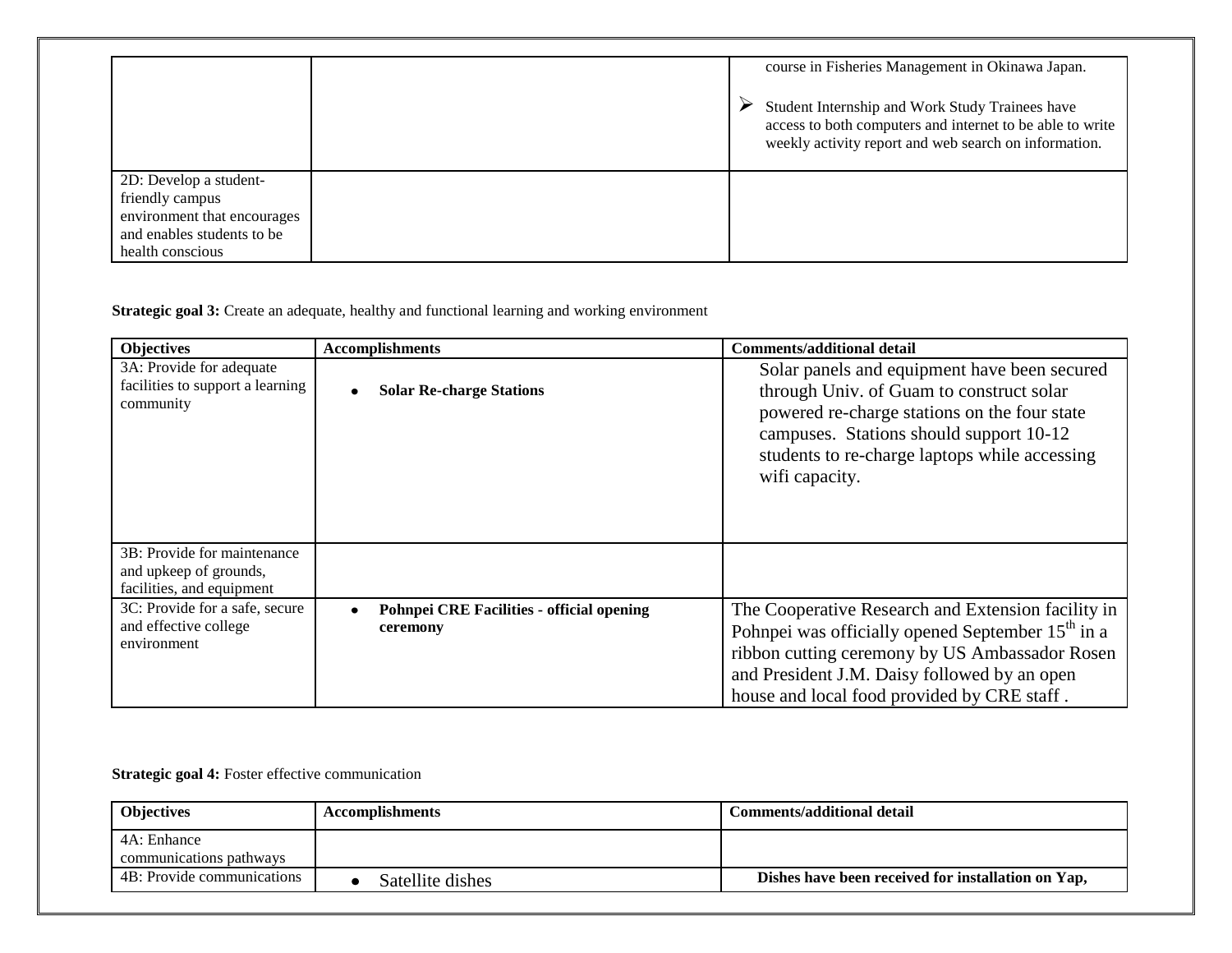| | | |
|---|---|---|
| | | course in Fisheries Management in Okinawa Japan.<br><br>➢ Student Internship and Work Study Trainees have access to both computers and internet to be able to write weekly activity report and web search on information. |
| 2D: Develop a student-friendly campus environment that encourages and enables students to be health conscious | | |

**Strategic goal 3:** Create an adequate, healthy and functional learning and working environment

| **Objectives** | **Accomplishments** | **Comments/additional detail** |
|---|---|---|
| 3A: Provide for adequate facilities to support a learning community | • **Solar Re-charge Stations** | Solar panels and equipment have been secured through Univ. of Guam to construct solar powered re-charge stations on the four state campuses. Stations should support 10-12 students to re-charge laptops while accessing wifi capacity. |
| 3B: Provide for maintenance and upkeep of grounds, facilities, and equipment | | |
| 3C: Provide for a safe, secure and effective college environment | • **Pohnpei CRE Facilities - official opening ceremony** | The Cooperative Research and Extension facility in Pohnpei was officially opened September 15th in a ribbon cutting ceremony by US Ambassador Rosen and President J.M. Daisy followed by an open house and local food provided by CRE staff . |

**Strategic goal 4:** Foster effective communication

| **Objectives** | **Accomplishments** | **Comments/additional detail** |
|---|---|---|
| 4A: Enhance communications pathways | | |
| 4B: Provide communications | • Satellite dishes | **Dishes have been received for installation on Yap,** |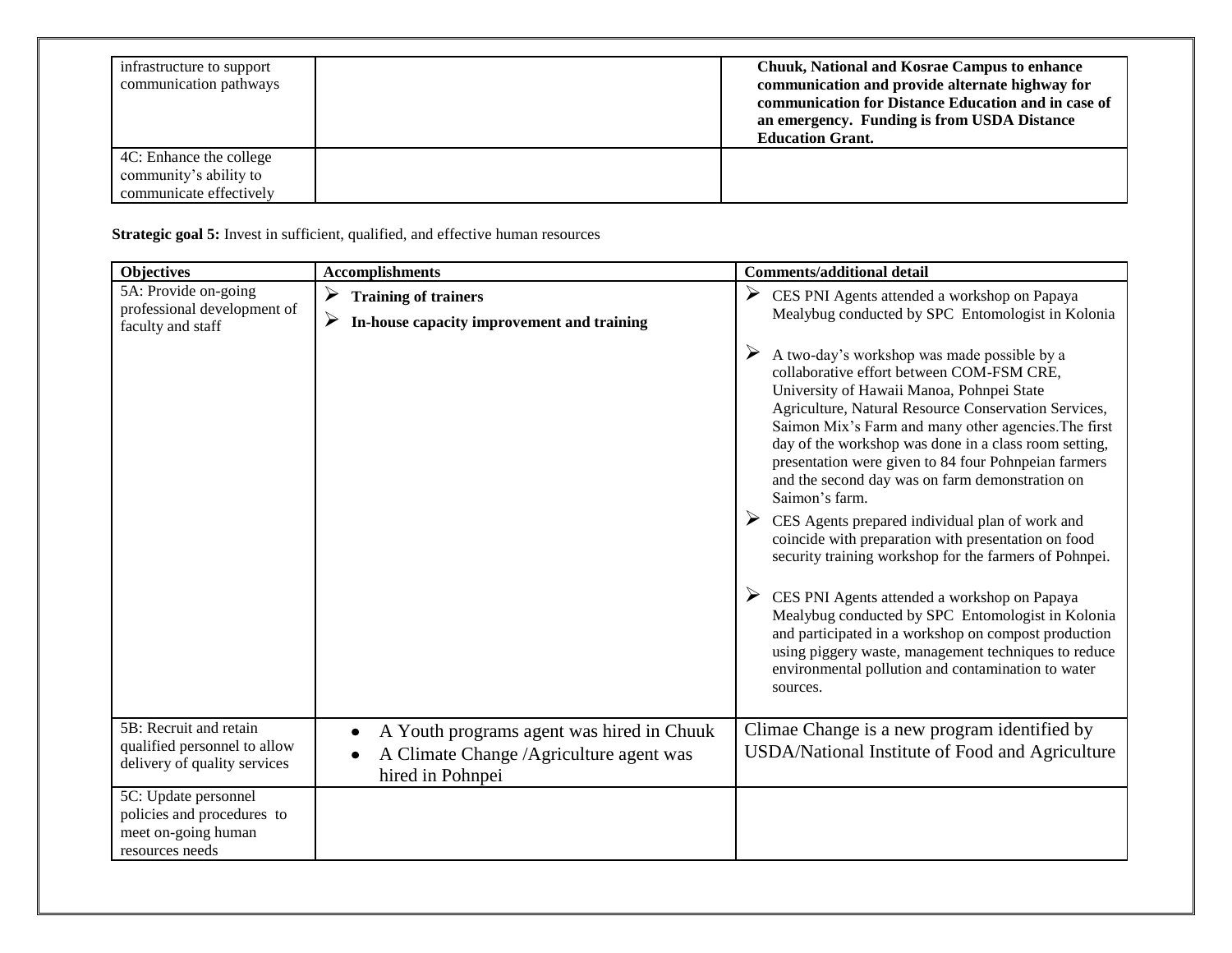| | | |
|---|---|---|
| infrastructure to support communication pathways | | **Chuuk, National and Kosrae Campus to enhance communication and provide alternate highway for communication for Distance Education and in case of an emergency. Funding is from USDA Distance Education Grant.** |
| 4C: Enhance the college community's ability to communicate effectively | | |

**Strategic goal 5:** Invest in sufficient, qualified, and effective human resources

| Objectives | Accomplishments | Comments/additional detail |
|---|---|---|
| 5A: Provide on-going professional development of faculty and staff | ➢ **Training of trainers**<br>➢ **In-house capacity improvement and training** | ➢ CES PNI Agents attended a workshop on Papaya Mealybug conducted by SPC Entomologist in Kolonia<br>➢ A two-day's workshop was made possible by a collaborative effort between COM-FSM CRE, University of Hawaii Manoa, Pohnpei State Agriculture, Natural Resource Conservation Services, Saimon Mix's Farm and many other agencies.The first day of the workshop was done in a class room setting, presentation were given to 84 four Pohnpeian farmers and the second day was on farm demonstration on Saimon's farm.<br>➢ CES Agents prepared individual plan of work and coincide with preparation with presentation on food security training workshop for the farmers of Pohnpei.<br>➢ CES PNI Agents attended a workshop on Papaya Mealybug conducted by SPC Entomologist in Kolonia and participated in a workshop on compost production using piggery waste, management techniques to reduce environmental pollution and contamination to water sources. |
| 5B: Recruit and retain qualified personnel to allow delivery of quality services | • A Youth programs agent was hired in Chuuk<br>• A Climate Change /Agriculture agent was hired in Pohnpei | Climae Change is a new program identified by USDA/National Institute of Food and Agriculture |
| 5C: Update personnel policies and procedures to meet on-going human resources needs | | |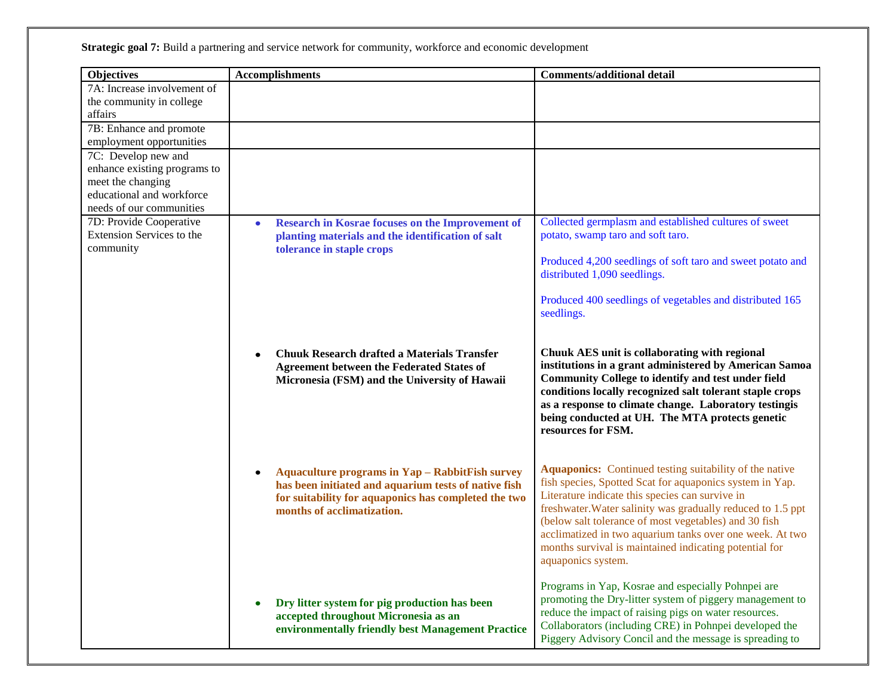**Strategic goal 7:** Build a partnering and service network for community, workforce and economic development

| Objectives | Accomplishments | Comments/additional detail |
|---|---|---|
| 7A: Increase involvement of the community in college affairs | | |
| 7B: Enhance and promote employment opportunities | | |
| 7C: Develop new and enhance existing programs to meet the changing educational and workforce needs of our communities | | |
| 7D: Provide Cooperative Extension Services to the community | • **Research in Kosrae focuses on the Improvement of planting materials and the identification of salt tolerance in staple crops** | Collected germplasm and established cultures of sweet potato, swamp taro and soft taro.<br><br>Produced 4,200 seedlings of soft taro and sweet potato and distributed 1,090 seedlings.<br><br>Produced 400 seedlings of vegetables and distributed 165 seedlings. |
| | • **Chuuk Research drafted a Materials Transfer Agreement between the Federated States of Micronesia (FSM) and the University of Hawaii** | **Chuuk AES unit is collaborating with regional institutions in a grant administered by American Samoa Community College to identify and test under field conditions locally recognized salt tolerant staple crops as a response to climate change. Laboratory testingis being conducted at UH. The MTA protects genetic resources for FSM.** |
| | • **Aquaculture programs in Yap – RabbitFish survey has been initiated and aquarium tests of native fish for suitability for aquaponics has completed the two months of acclimatization.** | **Aquaponics:** Continued testing suitability of the native fish species, Spotted Scat for aquaponics system in Yap. Literature indicate this species can survive in freshwater.Water salinity was gradually reduced to 1.5 ppt (below salt tolerance of most vegetables) and 30 fish acclimatized in two aquarium tanks over one week. At two months survival is maintained indicating potential for aquaponics system. |
| | • **Dry litter system for pig production has been accepted throughout Micronesia as an environmentally friendly best Management Practice** | Programs in Yap, Kosrae and especially Pohnpei are promoting the Dry-litter system of piggery management to reduce the impact of raising pigs on water resources. Collaborators (including CRE) in Pohnpei developed the Piggery Advisory Concil and the message is spreading to |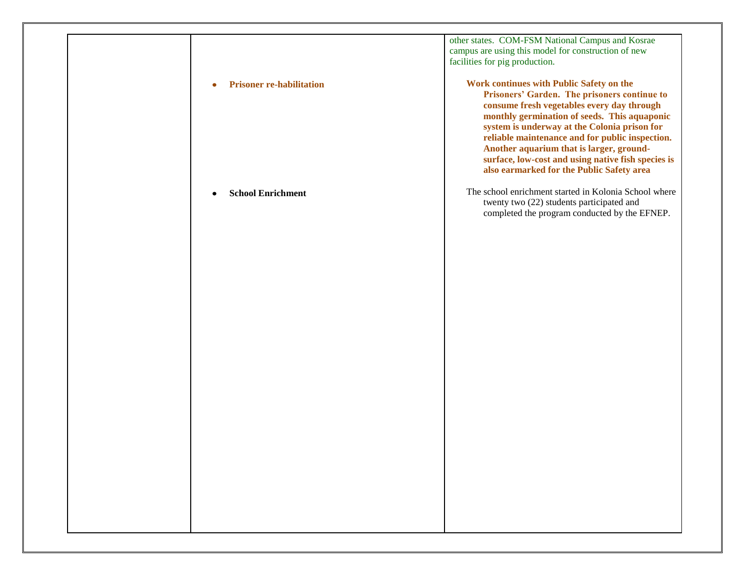| | | |
|---|---|---|
| | | other states. COM-FSM National Campus and Kosrae campus are using this model for construction of new facilities for pig production. |
| | • **Prisoner re-habilitation** | **Work continues with Public Safety on the Prisoners' Garden. The prisoners continue to consume fresh vegetables every day through monthly germination of seeds. This aquaponic system is underway at the Colonia prison for reliable maintenance and for public inspection. Another aquarium that is larger, ground-surface, low-cost and using native fish species is also earmarked for the Public Safety area** |
| | • **School Enrichment** | The school enrichment started in Kolonia School where twenty two (22) students participated and completed the program conducted by the EFNEP. |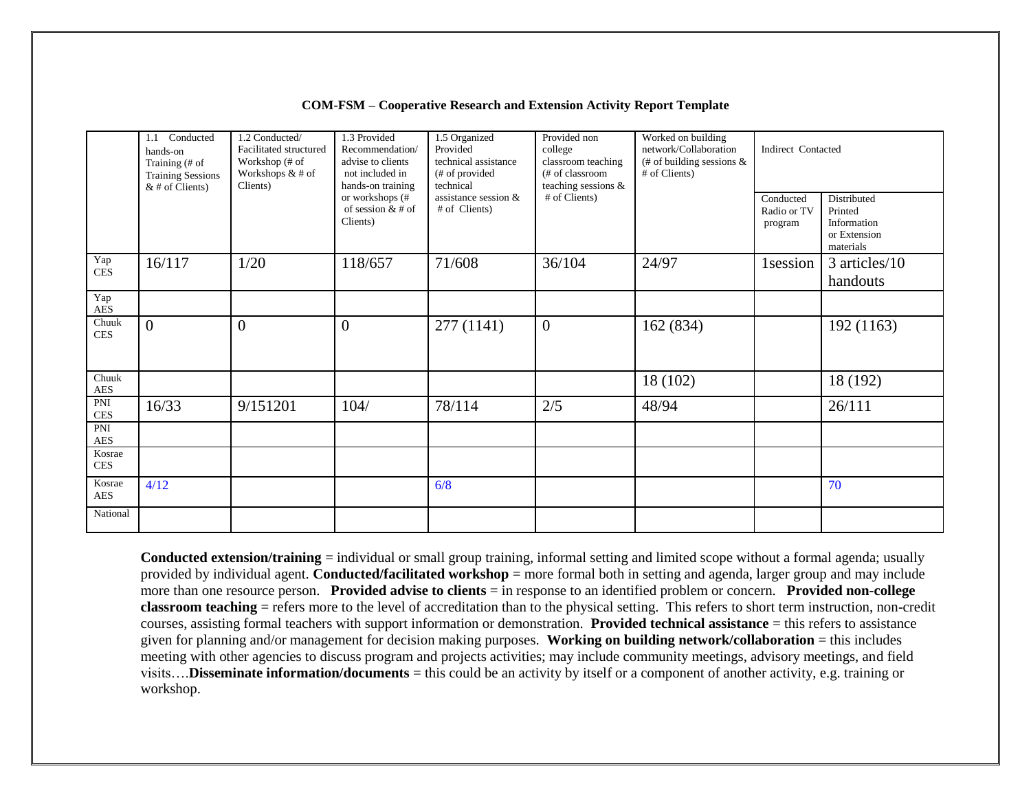**COM-FSM – Cooperative Research and Extension Activity Report Template**

| | 1.1 Conducted hands-on Training (# of Training Sessions & # of Clients) | 1.2 Conducted/ Facilitated structured Workshop (# of Workshops & # of Clients) | 1.3 Provided Recommendation/ advise to clients not included in hands-on training or workshops (# of session & # of Clients) | 1.5 Organized Provided technical assistance (# of provided technical assistance session & # of Clients) | Provided non college classroom teaching (# of classroom teaching sessions & # of Clients) | Worked on building network/Collaboration (# of building sessions & # of Clients) | Indirect Contacted | |
|---|---|---|---|---|---|---|---|---|
| | | | | | | | Conducted Radio or TV program | Distributed Printed Information or Extension materials |
| Yap CES | 16/117 | 1/20 | 118/657 | 71/608 | 36/104 | 24/97 | 1session | 3 articles/10 handouts |
| Yap AES | | | | | | | | |
| Chuuk CES | 0 | 0 | 0 | 277 (1141) | 0 | 162 (834) | | 192 (1163) |
| Chuuk AES | | | | | | 18 (102) | | 18 (192) |
| PNI CES | 16/33 | 9/151201 | 104/ | 78/114 | 2/5 | 48/94 | | 26/111 |
| PNI AES | | | | | | | | |
| Kosrae CES | | | | | | | | |
| Kosrae AES | 4/12 | | | 6/8 | | | | 70 |
| National | | | | | | | | |

**Conducted extension/training** = individual or small group training, informal setting and limited scope without a formal agenda; usually provided by individual agent. **Conducted/facilitated workshop** = more formal both in setting and agenda, larger group and may include more than one resource person. **Provided advise to clients** = in response to an identified problem or concern. **Provided non-college classroom teaching** = refers more to the level of accreditation than to the physical setting. This refers to short term instruction, non-credit courses, assisting formal teachers with support information or demonstration. **Provided technical assistance** = this refers to assistance given for planning and/or management for decision making purposes. **Working on building network/collaboration** = this includes meeting with other agencies to discuss program and projects activities; may include community meetings, advisory meetings, and field visits….**Disseminate information/documents** = this could be an activity by itself or a component of another activity, e.g. training or workshop.